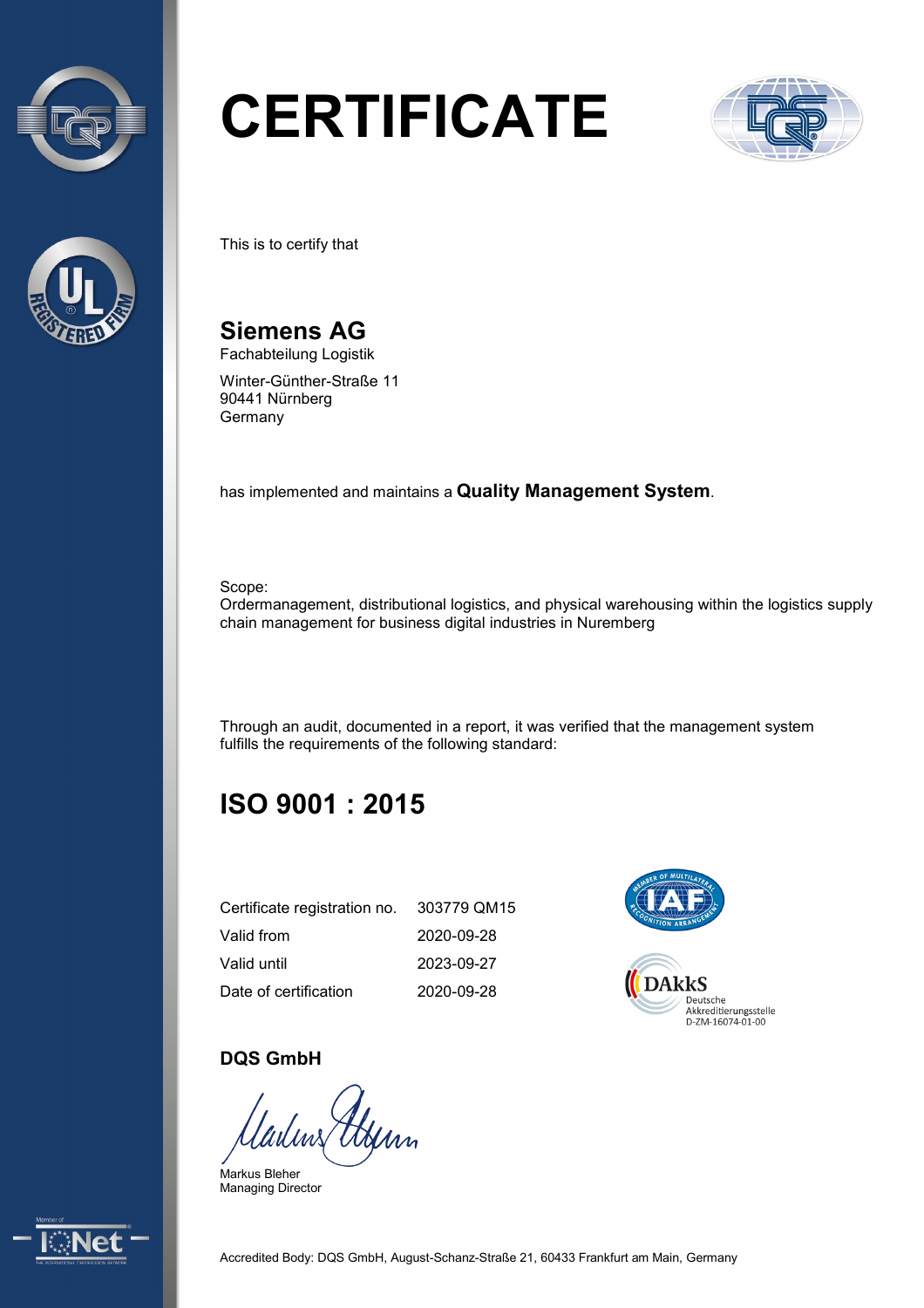# CERTIFICATE

This is to certify that

## Siemens AG

Fachabteilung Logistik

Winter-Günther-Straße 11
90441 Nürnberg
Germany

has implemented and maintains a **Quality Management System**.

Scope:
Ordermanagement, distributional logistics, and physical warehousing within the logistics supply chain management for business digital industries in Nuremberg

Through an audit, documented in a report, it was verified that the management system fulfills the requirements of the following standard:

## ISO 9001 : 2015

| | |
|---|---|
| Certificate registration no. | 303779 QM15 |
| Valid from | 2020-09-28 |
| Valid until | 2023-09-27 |
| Date of certification | 2020-09-28 |

DAkkS
Deutsche Akkreditierungsstelle
D-ZM-16074-01-00

**DQS GmbH**

Markus Bleher
Managing Director

Accredited Body: DQS GmbH, August-Schanz-Straße 21, 60433 Frankfurt am Main, Germany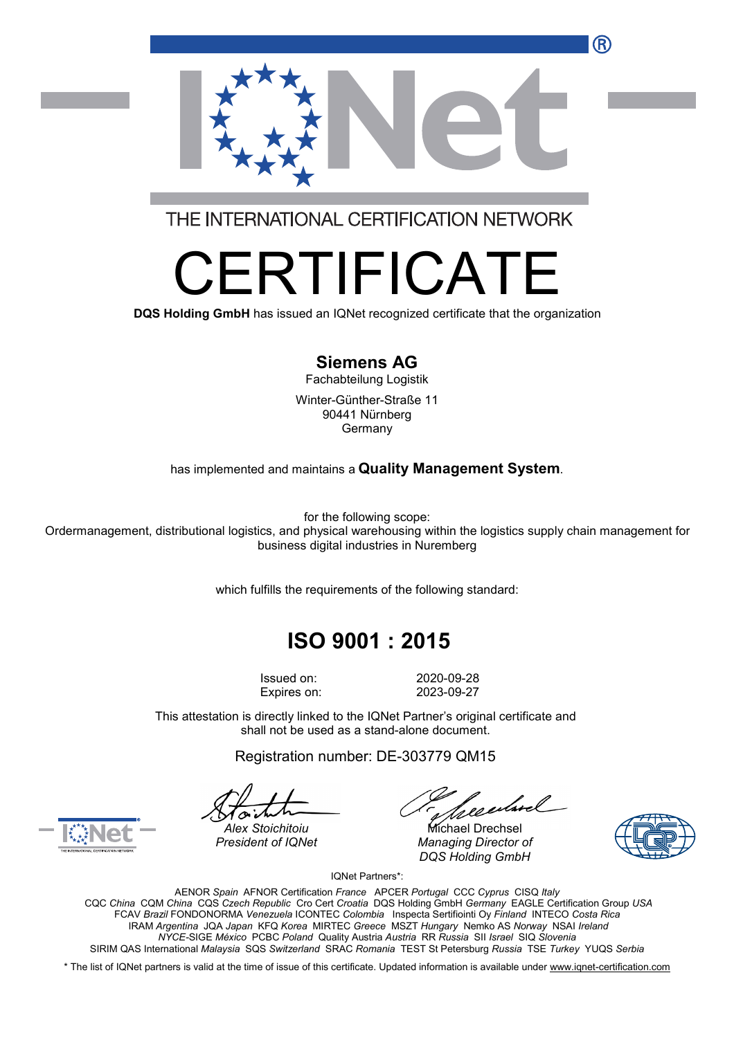THE INTERNATIONAL CERTIFICATION NETWORK

# CERTIFICATE

**DQS Holding GmbH** has issued an IQNet recognized certificate that the organization

## Siemens AG

Fachabteilung Logistik

Winter-Günther-Straße 11
90441 Nürnberg
Germany

has implemented and maintains a **Quality Management System**.

for the following scope:
Ordermanagement, distributional logistics, and physical warehousing within the logistics supply chain management for business digital industries in Nuremberg

which fulfills the requirements of the following standard:

## ISO 9001 : 2015

Issued on: 2020-09-28
Expires on: 2023-09-27

This attestation is directly linked to the IQNet Partner's original certificate and shall not be used as a stand-alone document.

Registration number: DE-303779 QM15

*Alex Stoichitoiu*
*President of IQNet*

Michael Drechsel
*Managing Director of DQS Holding GmbH*

IQNet Partners*:

AENOR *Spain* AFNOR Certification *France* APCER *Portugal* CCC *Cyprus* CISQ *Italy*
CQC *China* CQM *China* CQS *Czech Republic* Cro Cert *Croatia* DQS Holding GmbH *Germany* EAGLE Certification Group *USA*
FCAV *Brazil* FONDONORMA *Venezuela* ICONTEC *Colombia* Inspecta Sertifiointi Oy *Finland* INTECO *Costa Rica*
IRAM *Argentina* JQA *Japan* KFQ *Korea* MIRTEC *Greece* MSZT *Hungary* Nemko AS *Norway* NSAI *Ireland*
*NYCE*-SIGE *México* PCBC *Poland* Quality Austria *Austria* RR *Russia* SII *Israel* SIQ *Slovenia*
SIRIM QAS International *Malaysia* SQS *Switzerland* SRAC *Romania* TEST St Petersburg *Russia* TSE *Turkey* YUQS *Serbia*

* The list of IQNet partners is valid at the time of issue of this certificate. Updated information is available under www.iqnet-certification.com